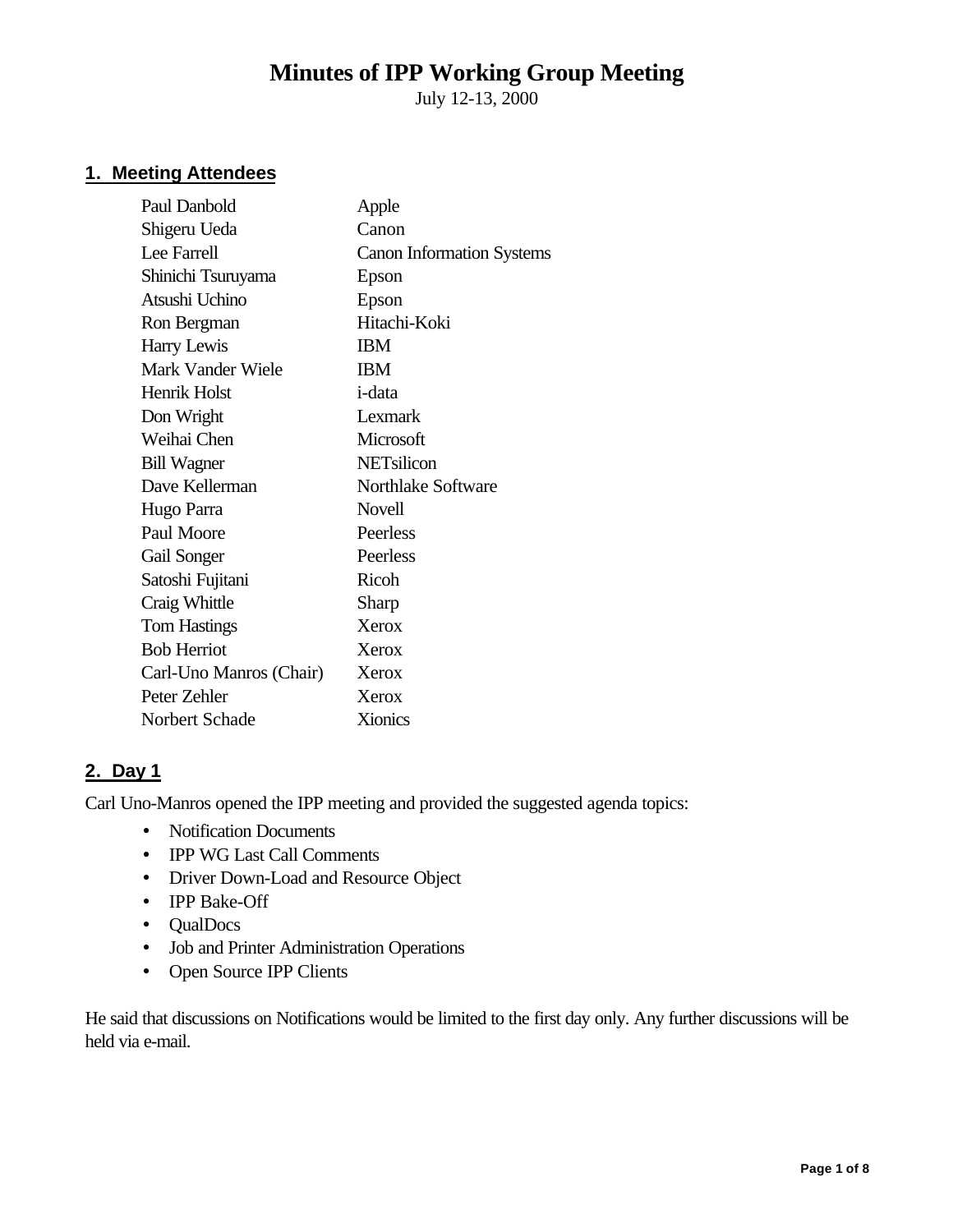# Minutes of IPP Working Group Meeting

July 12-13, 2000

## 1. Meeting Attendees

| | |
|---|---|
| Paul Danbold | Apple |
| Shigeru Ueda | Canon |
| Lee Farrell | Canon Information Systems |
| Shinichi Tsuruyama | Epson |
| Atsushi Uchino | Epson |
| Ron Bergman | Hitachi-Koki |
| Harry Lewis | IBM |
| Mark Vander Wiele | IBM |
| Henrik Holst | i-data |
| Don Wright | Lexmark |
| Weihai Chen | Microsoft |
| Bill Wagner | NETsilicon |
| Dave Kellerman | Northlake Software |
| Hugo Parra | Novell |
| Paul Moore | Peerless |
| Gail Songer | Peerless |
| Satoshi Fujitani | Ricoh |
| Craig Whittle | Sharp |
| Tom Hastings | Xerox |
| Bob Herriot | Xerox |
| Carl-Uno Manros (Chair) | Xerox |
| Peter Zehler | Xerox |
| Norbert Schade | Xionics |

## 2. Day 1

Carl Uno-Manros opened the IPP meeting and provided the suggested agenda topics:

- Notification Documents
- IPP WG Last Call Comments
- Driver Down-Load and Resource Object
- IPP Bake-Off
- QualDocs
- Job and Printer Administration Operations
- Open Source IPP Clients

He said that discussions on Notifications would be limited to the first day only. Any further discussions will be held via e-mail.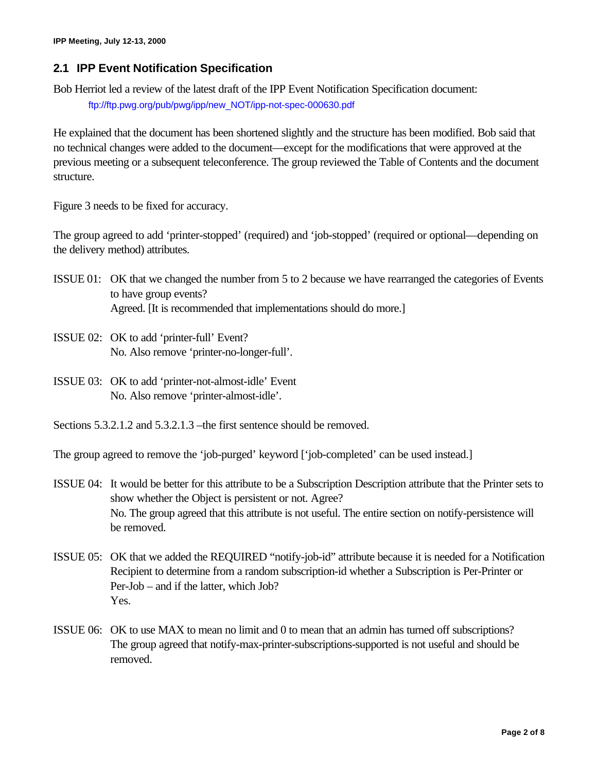## 2.1 IPP Event Notification Specification

Bob Herriot led a review of the latest draft of the IPP Event Notification Specification document:

ftp://ftp.pwg.org/pub/pwg/ipp/new_NOT/ipp-not-spec-000630.pdf

He explained that the document has been shortened slightly and the structure has been modified. Bob said that no technical changes were added to the document—except for the modifications that were approved at the previous meeting or a subsequent teleconference. The group reviewed the Table of Contents and the document structure.

Figure 3 needs to be fixed for accuracy.

The group agreed to add 'printer-stopped' (required) and 'job-stopped' (required or optional—depending on the delivery method) attributes.

ISSUE 01: OK that we changed the number from 5 to 2 because we have rearranged the categories of Events to have group events?
Agreed. [It is recommended that implementations should do more.]

ISSUE 02: OK to add 'printer-full' Event?
No. Also remove 'printer-no-longer-full'.

ISSUE 03: OK to add 'printer-not-almost-idle' Event
No. Also remove 'printer-almost-idle'.

Sections 5.3.2.1.2 and 5.3.2.1.3 –the first sentence should be removed.

The group agreed to remove the 'job-purged' keyword ['job-completed' can be used instead.]

ISSUE 04: It would be better for this attribute to be a Subscription Description attribute that the Printer sets to show whether the Object is persistent or not. Agree?
No. The group agreed that this attribute is not useful. The entire section on notify-persistence will be removed.

ISSUE 05: OK that we added the REQUIRED "notify-job-id" attribute because it is needed for a Notification Recipient to determine from a random subscription-id whether a Subscription is Per-Printer or Per-Job – and if the latter, which Job?
Yes.

ISSUE 06: OK to use MAX to mean no limit and 0 to mean that an admin has turned off subscriptions?
The group agreed that notify-max-printer-subscriptions-supported is not useful and should be removed.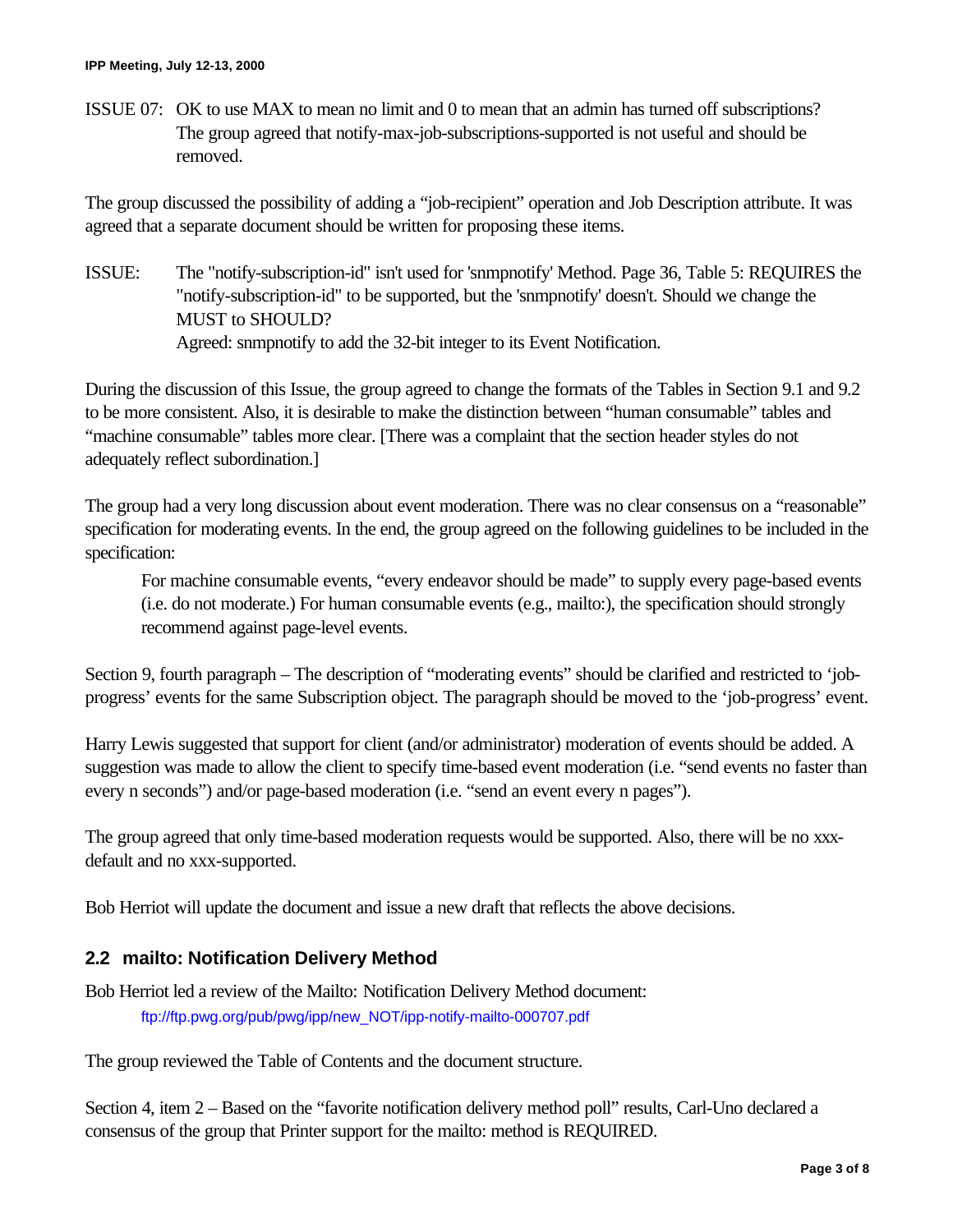ISSUE 07: OK to use MAX to mean no limit and 0 to mean that an admin has turned off subscriptions? The group agreed that notify-max-job-subscriptions-supported is not useful and should be removed.

The group discussed the possibility of adding a "job-recipient" operation and Job Description attribute. It was agreed that a separate document should be written for proposing these items.

ISSUE: The "notify-subscription-id" isn't used for 'snmpnotify' Method. Page 36, Table 5: REQUIRES the "notify-subscription-id" to be supported, but the 'snmpnotify' doesn't. Should we change the MUST to SHOULD?
Agreed: snmpnotify to add the 32-bit integer to its Event Notification.

During the discussion of this Issue, the group agreed to change the formats of the Tables in Section 9.1 and 9.2 to be more consistent. Also, it is desirable to make the distinction between "human consumable" tables and "machine consumable" tables more clear. [There was a complaint that the section header styles do not adequately reflect subordination.]

The group had a very long discussion about event moderation. There was no clear consensus on a "reasonable" specification for moderating events. In the end, the group agreed on the following guidelines to be included in the specification:

> For machine consumable events, "every endeavor should be made" to supply every page-based events (i.e. do not moderate.) For human consumable events (e.g., mailto:), the specification should strongly recommend against page-level events.

Section 9, fourth paragraph – The description of "moderating events" should be clarified and restricted to 'job-progress' events for the same Subscription object. The paragraph should be moved to the 'job-progress' event.

Harry Lewis suggested that support for client (and/or administrator) moderation of events should be added. A suggestion was made to allow the client to specify time-based event moderation (i.e. "send events no faster than every n seconds") and/or page-based moderation (i.e. "send an event every n pages").

The group agreed that only time-based moderation requests would be supported. Also, there will be no xxx-default and no xxx-supported.

Bob Herriot will update the document and issue a new draft that reflects the above decisions.

## 2.2 mailto: Notification Delivery Method

Bob Herriot led a review of the Mailto: Notification Delivery Method document:

> ftp://ftp.pwg.org/pub/pwg/ipp/new_NOT/ipp-notify-mailto-000707.pdf

The group reviewed the Table of Contents and the document structure.

Section 4, item 2 – Based on the "favorite notification delivery method poll" results, Carl-Uno declared a consensus of the group that Printer support for the mailto: method is REQUIRED.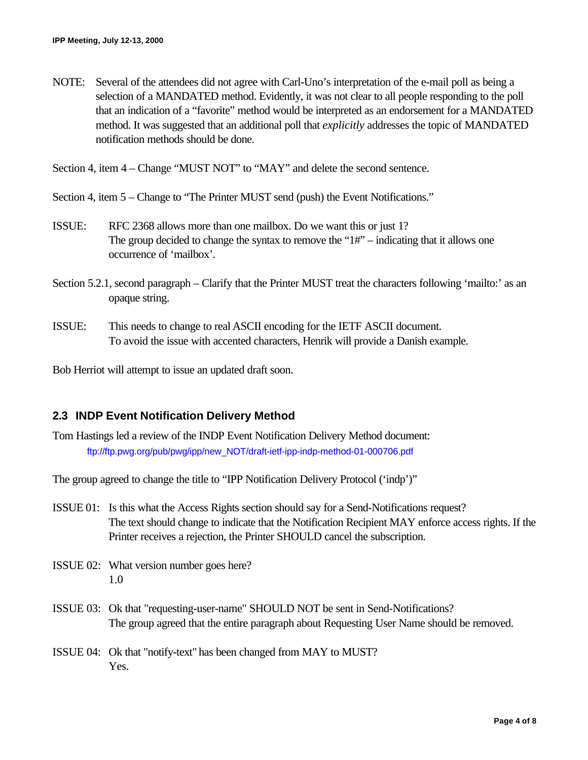NOTE: Several of the attendees did not agree with Carl-Uno's interpretation of the e-mail poll as being a selection of a MANDATED method. Evidently, it was not clear to all people responding to the poll that an indication of a "favorite" method would be interpreted as an endorsement for a MANDATED method. It was suggested that an additional poll that *explicitly* addresses the topic of MANDATED notification methods should be done.

Section 4, item 4 – Change "MUST NOT" to "MAY" and delete the second sentence.

Section 4, item 5 – Change to "The Printer MUST send (push) the Event Notifications."

ISSUE: RFC 2368 allows more than one mailbox. Do we want this or just 1?
The group decided to change the syntax to remove the "1#" – indicating that it allows one occurrence of 'mailbox'.

Section 5.2.1, second paragraph – Clarify that the Printer MUST treat the characters following 'mailto:' as an opaque string.

ISSUE: This needs to change to real ASCII encoding for the IETF ASCII document.
To avoid the issue with accented characters, Henrik will provide a Danish example.

Bob Herriot will attempt to issue an updated draft soon.

## 2.3 INDP Event Notification Delivery Method

Tom Hastings led a review of the INDP Event Notification Delivery Method document:
ftp://ftp.pwg.org/pub/pwg/ipp/new_NOT/draft-ietf-ipp-indp-method-01-000706.pdf

The group agreed to change the title to "IPP Notification Delivery Protocol ('indp')"

ISSUE 01: Is this what the Access Rights section should say for a Send-Notifications request?
The text should change to indicate that the Notification Recipient MAY enforce access rights. If the Printer receives a rejection, the Printer SHOULD cancel the subscription.

ISSUE 02: What version number goes here?
1.0

ISSUE 03: Ok that "requesting-user-name" SHOULD NOT be sent in Send-Notifications?
The group agreed that the entire paragraph about Requesting User Name should be removed.

ISSUE 04: Ok that "notify-text" has been changed from MAY to MUST?
Yes.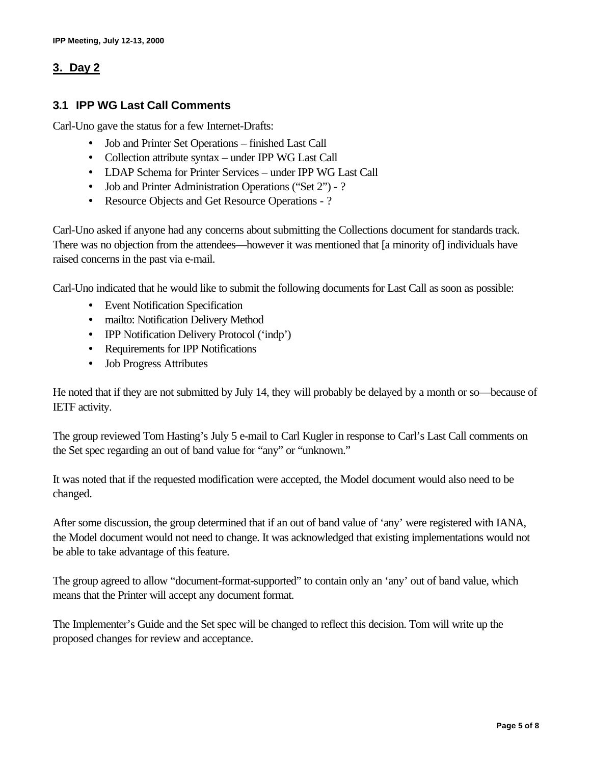## 3. Day 2

### 3.1 IPP WG Last Call Comments

Carl-Uno gave the status for a few Internet-Drafts:

- Job and Printer Set Operations – finished Last Call
- Collection attribute syntax – under IPP WG Last Call
- LDAP Schema for Printer Services – under IPP WG Last Call
- Job and Printer Administration Operations ("Set 2") - ?
- Resource Objects and Get Resource Operations - ?

Carl-Uno asked if anyone had any concerns about submitting the Collections document for standards track. There was no objection from the attendees—however it was mentioned that [a minority of] individuals have raised concerns in the past via e-mail.

Carl-Uno indicated that he would like to submit the following documents for Last Call as soon as possible:

- Event Notification Specification
- mailto: Notification Delivery Method
- IPP Notification Delivery Protocol ('indp')
- Requirements for IPP Notifications
- Job Progress Attributes

He noted that if they are not submitted by July 14, they will probably be delayed by a month or so—because of IETF activity.

The group reviewed Tom Hasting's July 5 e-mail to Carl Kugler in response to Carl's Last Call comments on the Set spec regarding an out of band value for "any" or "unknown."

It was noted that if the requested modification were accepted, the Model document would also need to be changed.

After some discussion, the group determined that if an out of band value of 'any' were registered with IANA, the Model document would not need to change. It was acknowledged that existing implementations would not be able to take advantage of this feature.

The group agreed to allow "document-format-supported" to contain only an 'any' out of band value, which means that the Printer will accept any document format.

The Implementer's Guide and the Set spec will be changed to reflect this decision. Tom will write up the proposed changes for review and acceptance.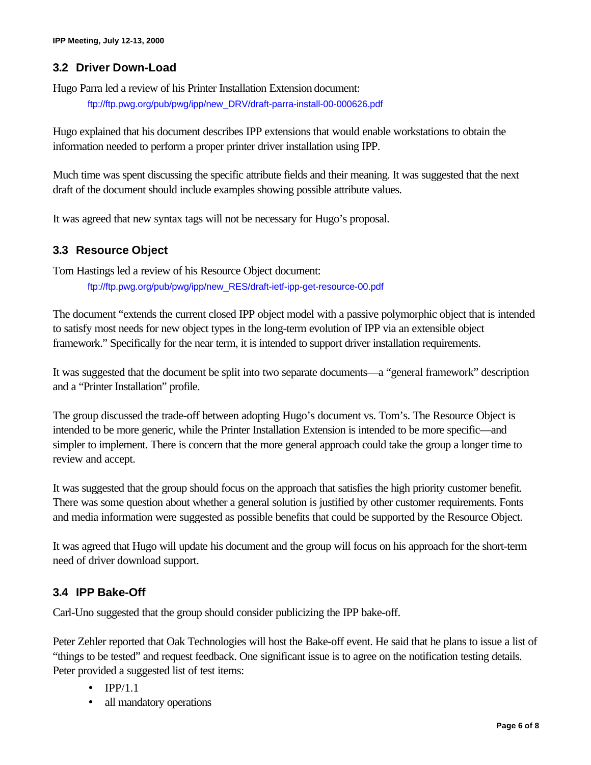### 3.2 Driver Down-Load

Hugo Parra led a review of his Printer Installation Extension document:

ftp://ftp.pwg.org/pub/pwg/ipp/new_DRV/draft-parra-install-00-000626.pdf

Hugo explained that his document describes IPP extensions that would enable workstations to obtain the information needed to perform a proper printer driver installation using IPP.

Much time was spent discussing the specific attribute fields and their meaning. It was suggested that the next draft of the document should include examples showing possible attribute values.

It was agreed that new syntax tags will not be necessary for Hugo's proposal.

### 3.3 Resource Object

Tom Hastings led a review of his Resource Object document:

ftp://ftp.pwg.org/pub/pwg/ipp/new_RES/draft-ietf-ipp-get-resource-00.pdf

The document "extends the current closed IPP object model with a passive polymorphic object that is intended to satisfy most needs for new object types in the long-term evolution of IPP via an extensible object framework." Specifically for the near term, it is intended to support driver installation requirements.

It was suggested that the document be split into two separate documents—a "general framework" description and a "Printer Installation" profile.

The group discussed the trade-off between adopting Hugo's document vs. Tom's. The Resource Object is intended to be more generic, while the Printer Installation Extension is intended to be more specific—and simpler to implement. There is concern that the more general approach could take the group a longer time to review and accept.

It was suggested that the group should focus on the approach that satisfies the high priority customer benefit. There was some question about whether a general solution is justified by other customer requirements. Fonts and media information were suggested as possible benefits that could be supported by the Resource Object.

It was agreed that Hugo will update his document and the group will focus on his approach for the short-term need of driver download support.

### 3.4 IPP Bake-Off

Carl-Uno suggested that the group should consider publicizing the IPP bake-off.

Peter Zehler reported that Oak Technologies will host the Bake-off event. He said that he plans to issue a list of "things to be tested" and request feedback. One significant issue is to agree on the notification testing details. Peter provided a suggested list of test items:

- IPP/1.1
- all mandatory operations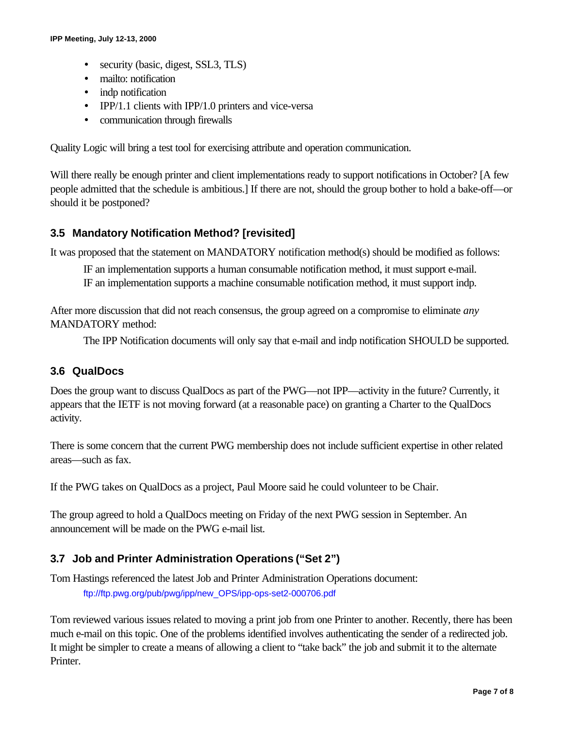- security (basic, digest, SSL3, TLS)
- mailto: notification
- indp notification
- IPP/1.1 clients with IPP/1.0 printers and vice-versa
- communication through firewalls

Quality Logic will bring a test tool for exercising attribute and operation communication.

Will there really be enough printer and client implementations ready to support notifications in October? [A few people admitted that the schedule is ambitious.] If there are not, should the group bother to hold a bake-off—or should it be postponed?

## 3.5 Mandatory Notification Method? [revisited]

It was proposed that the statement on MANDATORY notification method(s) should be modified as follows:

> IF an implementation supports a human consumable notification method, it must support e-mail.
> IF an implementation supports a machine consumable notification method, it must support indp.

After more discussion that did not reach consensus, the group agreed on a compromise to eliminate *any* MANDATORY method:

> The IPP Notification documents will only say that e-mail and indp notification SHOULD be supported.

## 3.6 QualDocs

Does the group want to discuss QualDocs as part of the PWG—not IPP—activity in the future? Currently, it appears that the IETF is not moving forward (at a reasonable pace) on granting a Charter to the QualDocs activity.

There is some concern that the current PWG membership does not include sufficient expertise in other related areas—such as fax.

If the PWG takes on QualDocs as a project, Paul Moore said he could volunteer to be Chair.

The group agreed to hold a QualDocs meeting on Friday of the next PWG session in September. An announcement will be made on the PWG e-mail list.

## 3.7 Job and Printer Administration Operations ("Set 2")

Tom Hastings referenced the latest Job and Printer Administration Operations document:

> ftp://ftp.pwg.org/pub/pwg/ipp/new_OPS/ipp-ops-set2-000706.pdf

Tom reviewed various issues related to moving a print job from one Printer to another. Recently, there has been much e-mail on this topic. One of the problems identified involves authenticating the sender of a redirected job. It might be simpler to create a means of allowing a client to "take back" the job and submit it to the alternate Printer.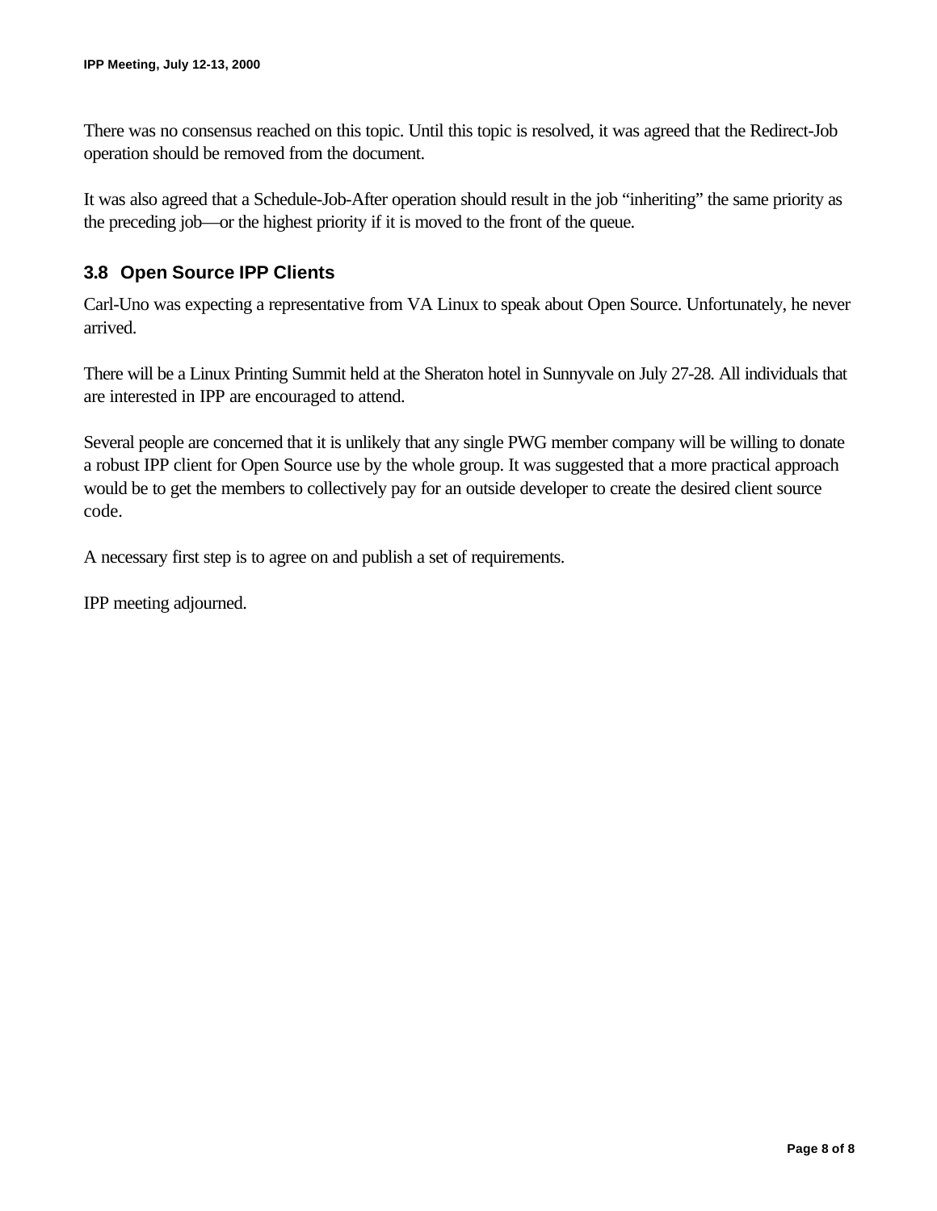There was no consensus reached on this topic. Until this topic is resolved, it was agreed that the Redirect-Job operation should be removed from the document.

It was also agreed that a Schedule-Job-After operation should result in the job "inheriting" the same priority as the preceding job—or the highest priority if it is moved to the front of the queue.

## 3.8 Open Source IPP Clients

Carl-Uno was expecting a representative from VA Linux to speak about Open Source. Unfortunately, he never arrived.

There will be a Linux Printing Summit held at the Sheraton hotel in Sunnyvale on July 27-28. All individuals that are interested in IPP are encouraged to attend.

Several people are concerned that it is unlikely that any single PWG member company will be willing to donate a robust IPP client for Open Source use by the whole group. It was suggested that a more practical approach would be to get the members to collectively pay for an outside developer to create the desired client source code.

A necessary first step is to agree on and publish a set of requirements.

IPP meeting adjourned.